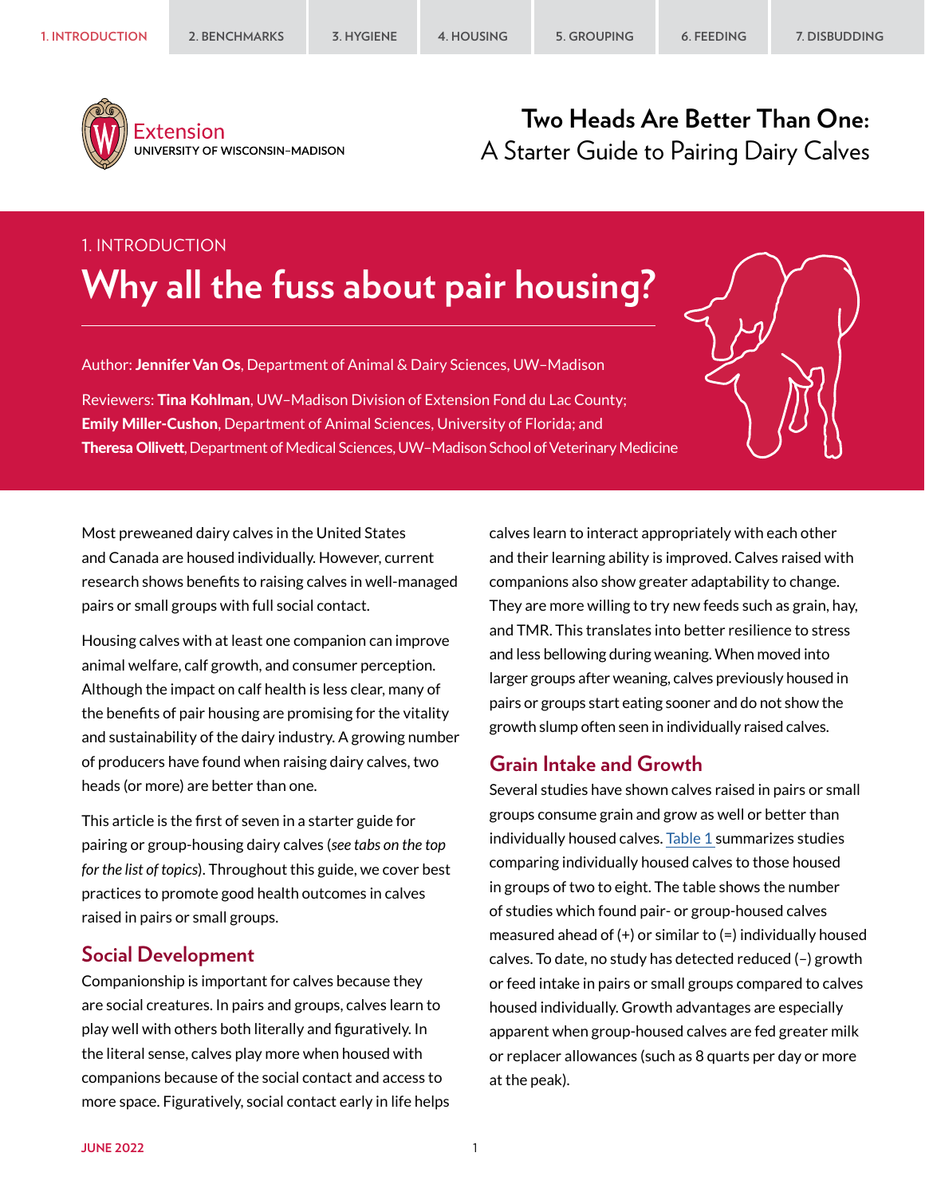# Two Heads Are Better Than One: A Starter Guide to Pairing Dairy Calves

1. INTRODUCTION

## Why all the fuss about pair housing?

Author: **Jennifer Van Os**, Department of Animal & Dairy Sciences, UW–Madison

Reviewers: **Tina Kohlman**, UW–Madison Division of Extension Fond du Lac County; **Emily Miller-Cushon**, Department of Animal Sciences, University of Florida; and **Theresa Ollivett**, Department of Medical Sciences, UW–Madison School of Veterinary Medicine

Most preweaned dairy calves in the United States and Canada are housed individually. However, current research shows benefits to raising calves in well-managed pairs or small groups with full social contact.

Housing calves with at least one companion can improve animal welfare, calf growth, and consumer perception. Although the impact on calf health is less clear, many of the benefits of pair housing are promising for the vitality and sustainability of the dairy industry. A growing number of producers have found when raising dairy calves, two heads (or more) are better than one.

This article is the first of seven in a starter guide for pairing or group-housing dairy calves (*see tabs on the top for the list of topics*). Throughout this guide, we cover best practices to promote good health outcomes in calves raised in pairs or small groups.

### Social Development

Companionship is important for calves because they are social creatures. In pairs and groups, calves learn to play well with others both literally and figuratively. In the literal sense, calves play more when housed with companions because of the social contact and access to more space. Figuratively, social contact early in life helps calves learn to interact appropriately with each other and their learning ability is improved. Calves raised with companions also show greater adaptability to change. They are more willing to try new feeds such as grain, hay, and TMR. This translates into better resilience to stress and less bellowing during weaning. When moved into larger groups after weaning, calves previously housed in pairs or groups start eating sooner and do not show the growth slump often seen in individually raised calves.

### Grain Intake and Growth

Several studies have shown calves raised in pairs or small groups consume grain and grow as well or better than individually housed calves. Table 1 summarizes studies comparing individually housed calves to those housed in groups of two to eight. The table shows the number of studies which found pair- or group-housed calves measured ahead of (+) or similar to (=) individually housed calves. To date, no study has detected reduced (–) growth or feed intake in pairs or small groups compared to calves housed individually. Growth advantages are especially apparent when group-housed calves are fed greater milk or replacer allowances (such as 8 quarts per day or more at the peak).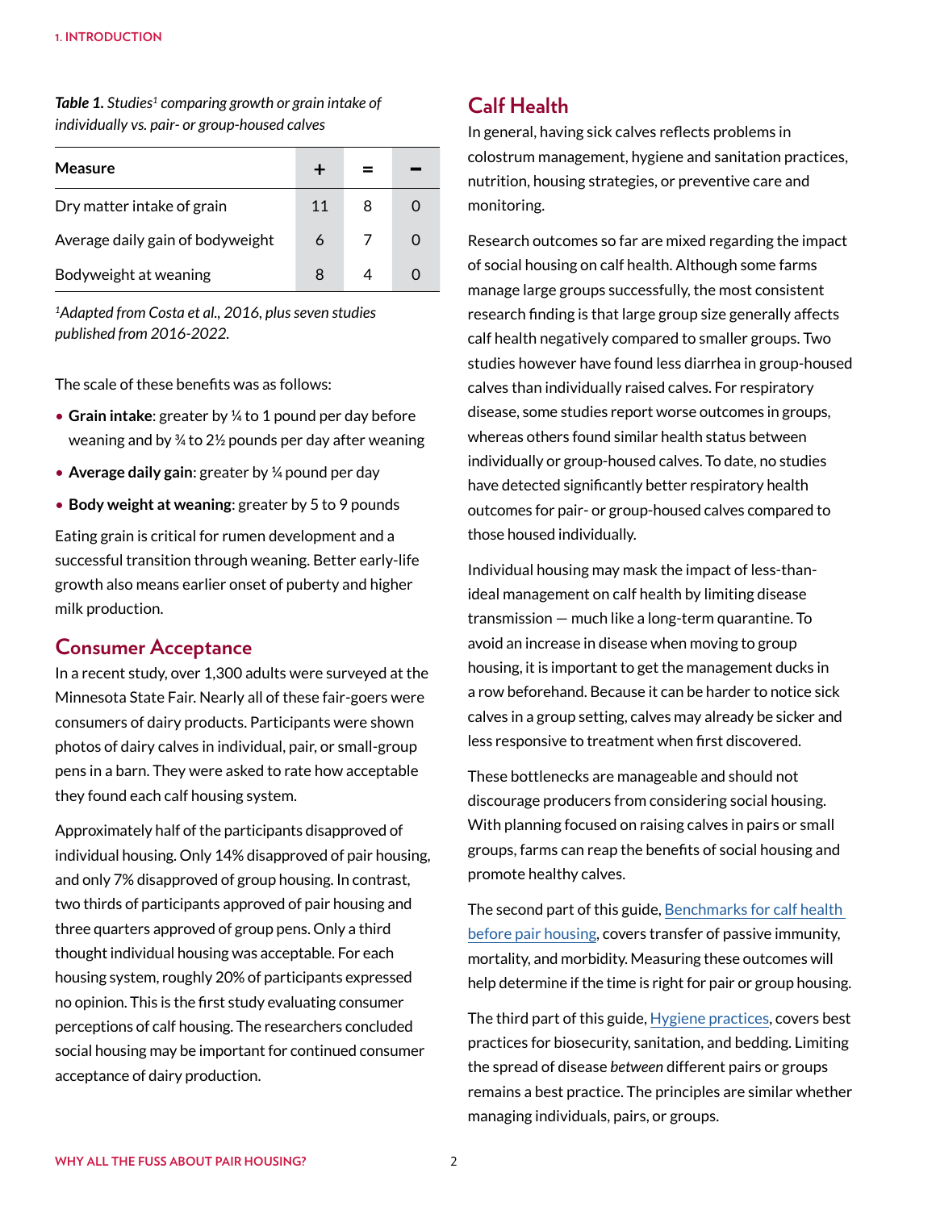*Table 1. Studies[1] comparing growth or grain intake of individually vs. pair- or group-housed calves*

| Measure | + | = | − |
|---|---|---|---|
| Dry matter intake of grain | 11 | 8 | 0 |
| Average daily gain of bodyweight | 6 | 7 | 0 |
| Bodyweight at weaning | 8 | 4 | 0 |

*[1]Adapted from Costa et al., 2016, plus seven studies published from 2016-2022.*

The scale of these benefits was as follows:

- **Grain intake**: greater by ¼ to 1 pound per day before weaning and by ¾ to 2½ pounds per day after weaning
- **Average daily gain**: greater by ¼ pound per day
- **Body weight at weaning**: greater by 5 to 9 pounds

Eating grain is critical for rumen development and a successful transition through weaning. Better early-life growth also means earlier onset of puberty and higher milk production.

## Consumer Acceptance

In a recent study, over 1,300 adults were surveyed at the Minnesota State Fair. Nearly all of these fair-goers were consumers of dairy products. Participants were shown photos of dairy calves in individual, pair, or small-group pens in a barn. They were asked to rate how acceptable they found each calf housing system.

Approximately half of the participants disapproved of individual housing. Only 14% disapproved of pair housing, and only 7% disapproved of group housing. In contrast, two thirds of participants approved of pair housing and three quarters approved of group pens. Only a third thought individual housing was acceptable. For each housing system, roughly 20% of participants expressed no opinion. This is the first study evaluating consumer perceptions of calf housing. The researchers concluded social housing may be important for continued consumer acceptance of dairy production.

## Calf Health

In general, having sick calves reflects problems in colostrum management, hygiene and sanitation practices, nutrition, housing strategies, or preventive care and monitoring.

Research outcomes so far are mixed regarding the impact of social housing on calf health. Although some farms manage large groups successfully, the most consistent research finding is that large group size generally affects calf health negatively compared to smaller groups. Two studies however have found less diarrhea in group-housed calves than individually raised calves. For respiratory disease, some studies report worse outcomes in groups, whereas others found similar health status between individually or group-housed calves. To date, no studies have detected significantly better respiratory health outcomes for pair- or group-housed calves compared to those housed individually.

Individual housing may mask the impact of less-than-ideal management on calf health by limiting disease transmission — much like a long-term quarantine. To avoid an increase in disease when moving to group housing, it is important to get the management ducks in a row beforehand. Because it can be harder to notice sick calves in a group setting, calves may already be sicker and less responsive to treatment when first discovered.

These bottlenecks are manageable and should not discourage producers from considering social housing. With planning focused on raising calves in pairs or small groups, farms can reap the benefits of social housing and promote healthy calves.

The second part of this guide, Benchmarks for calf health before pair housing, covers transfer of passive immunity, mortality, and morbidity. Measuring these outcomes will help determine if the time is right for pair or group housing.

The third part of this guide, Hygiene practices, covers best practices for biosecurity, sanitation, and bedding. Limiting the spread of disease *between* different pairs or groups remains a best practice. The principles are similar whether managing individuals, pairs, or groups.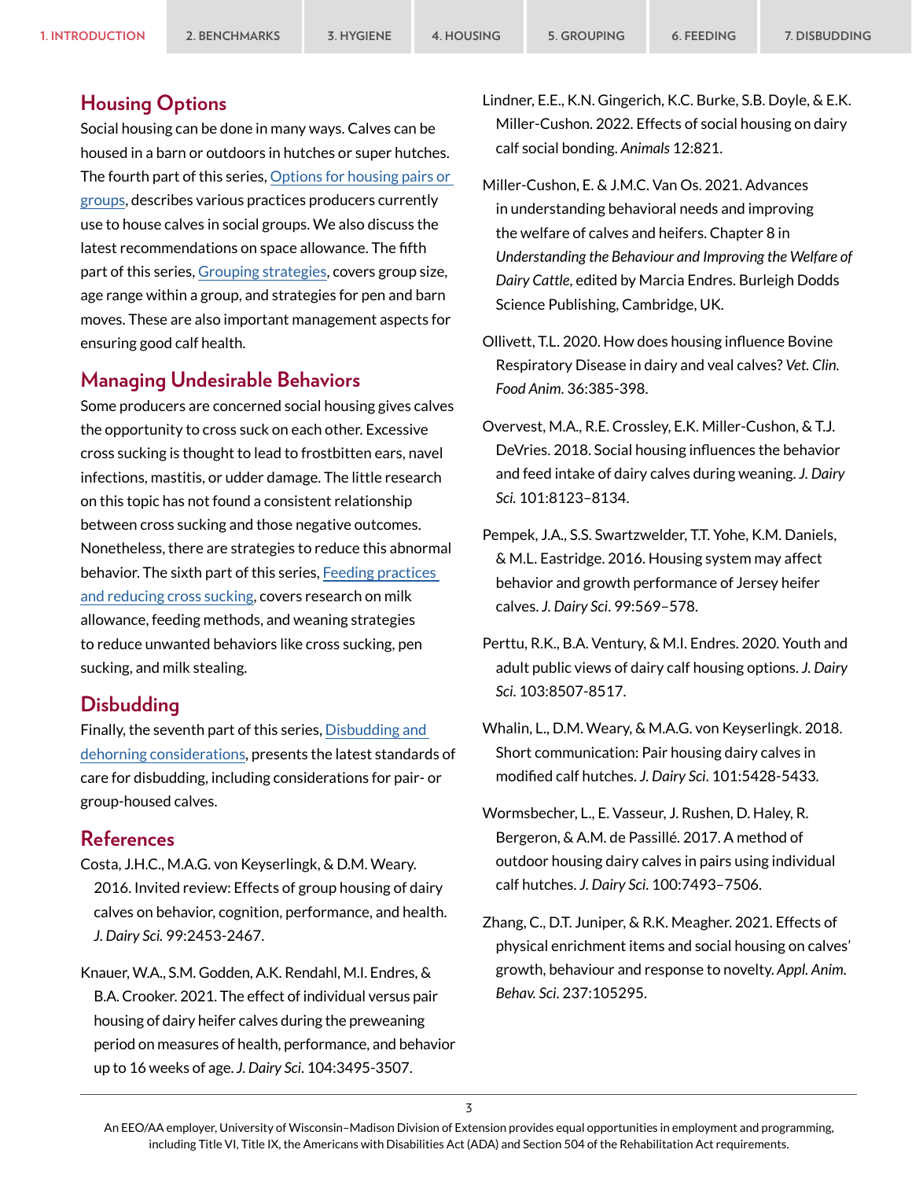## Housing Options

Social housing can be done in many ways. Calves can be housed in a barn or outdoors in hutches or super hutches. The fourth part of this series, Options for housing pairs or groups, describes various practices producers currently use to house calves in social groups. We also discuss the latest recommendations on space allowance. The fifth part of this series, Grouping strategies, covers group size, age range within a group, and strategies for pen and barn moves. These are also important management aspects for ensuring good calf health.

## Managing Undesirable Behaviors

Some producers are concerned social housing gives calves the opportunity to cross suck on each other. Excessive cross sucking is thought to lead to frostbitten ears, navel infections, mastitis, or udder damage. The little research on this topic has not found a consistent relationship between cross sucking and those negative outcomes. Nonetheless, there are strategies to reduce this abnormal behavior. The sixth part of this series, Feeding practices and reducing cross sucking, covers research on milk allowance, feeding methods, and weaning strategies to reduce unwanted behaviors like cross sucking, pen sucking, and milk stealing.

## Disbudding

Finally, the seventh part of this series, Disbudding and dehorning considerations, presents the latest standards of care for disbudding, including considerations for pair- or group-housed calves.

## References

Costa, J.H.C., M.A.G. von Keyserlingk, & D.M. Weary. 2016. Invited review: Effects of group housing of dairy calves on behavior, cognition, performance, and health. *J. Dairy Sci.* 99:2453-2467.

Knauer, W.A., S.M. Godden, A.K. Rendahl, M.I. Endres, & B.A. Crooker. 2021. The effect of individual versus pair housing of dairy heifer calves during the preweaning period on measures of health, performance, and behavior up to 16 weeks of age. *J. Dairy Sci.* 104:3495-3507.

Lindner, E.E., K.N. Gingerich, K.C. Burke, S.B. Doyle, & E.K. Miller-Cushon. 2022. Effects of social housing on dairy calf social bonding. *Animals* 12:821.

Miller-Cushon, E. & J.M.C. Van Os. 2021. Advances in understanding behavioral needs and improving the welfare of calves and heifers. Chapter 8 in *Understanding the Behaviour and Improving the Welfare of Dairy Cattle*, edited by Marcia Endres. Burleigh Dodds Science Publishing, Cambridge, UK.

Ollivett, T.L. 2020. How does housing influence Bovine Respiratory Disease in dairy and veal calves? *Vet. Clin. Food Anim.* 36:385-398.

Overvest, M.A., R.E. Crossley, E.K. Miller-Cushon, & T.J. DeVries. 2018. Social housing influences the behavior and feed intake of dairy calves during weaning. *J. Dairy Sci.* 101:8123–8134.

Pempek, J.A., S.S. Swartzwelder, T.T. Yohe, K.M. Daniels, & M.L. Eastridge. 2016. Housing system may affect behavior and growth performance of Jersey heifer calves. *J. Dairy Sci*. 99:569–578.

Perttu, R.K., B.A. Ventury, & M.I. Endres. 2020. Youth and adult public views of dairy calf housing options. *J. Dairy Sci.* 103:8507-8517.

Whalin, L., D.M. Weary, & M.A.G. von Keyserlingk. 2018. Short communication: Pair housing dairy calves in modified calf hutches. *J. Dairy Sci.* 101:5428-5433.

Wormsbecher, L., E. Vasseur, J. Rushen, D. Haley, R. Bergeron, & A.M. de Passillé. 2017. A method of outdoor housing dairy calves in pairs using individual calf hutches. *J. Dairy Sci.* 100:7493–7506.

Zhang, C., D.T. Juniper, & R.K. Meagher. 2021. Effects of physical enrichment items and social housing on calves' growth, behaviour and response to novelty. *Appl. Anim. Behav. Sci.* 237:105295.

An EEO/AA employer, University of Wisconsin–Madison Division of Extension provides equal opportunities in employment and programming, including Title VI, Title IX, the Americans with Disabilities Act (ADA) and Section 504 of the Rehabilitation Act requirements.